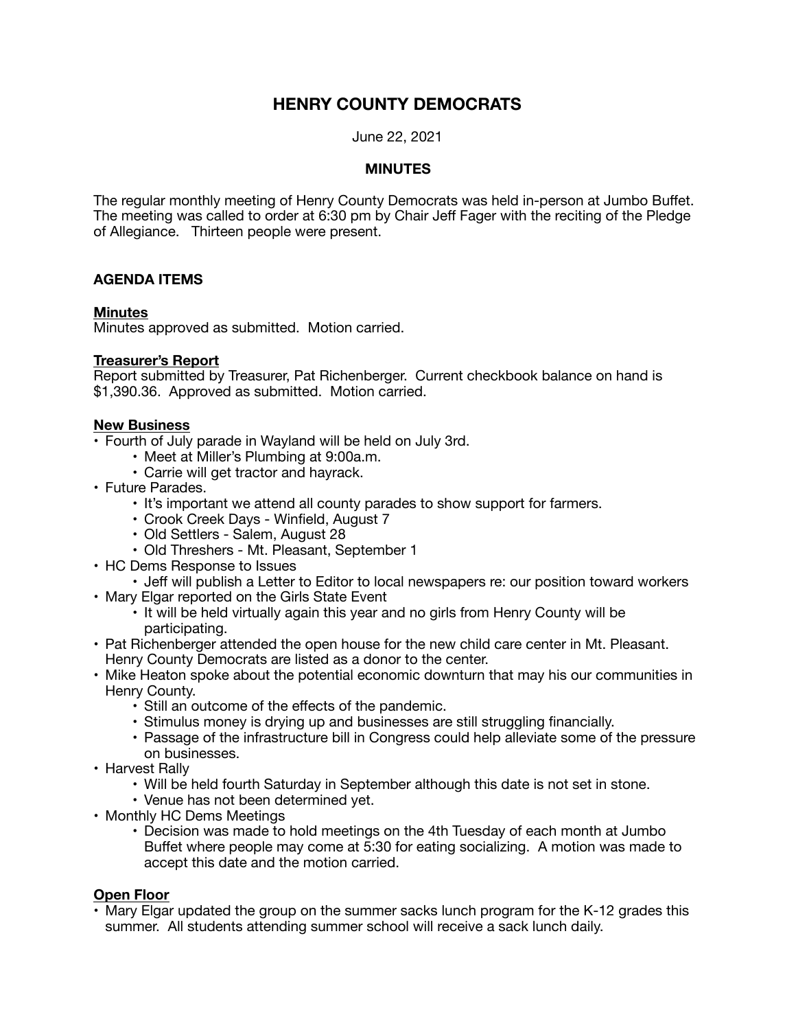# HENRY COUNTY DEMOCRATS

June 22, 2021

**MINUTES**

The regular monthly meeting of Henry County Democrats was held in-person at Jumbo Buffet. The meeting was called to order at 6:30 pm by Chair Jeff Fager with the reciting of the Pledge of Allegiance. Thirteen people were present.

## AGENDA ITEMS

### Minutes

Minutes approved as submitted. Motion carried.

### Treasurer's Report

Report submitted by Treasurer, Pat Richenberger. Current checkbook balance on hand is $1,390.36. Approved as submitted. Motion carried.

### New Business

- Fourth of July parade in Wayland will be held on July 3rd.
  - Meet at Miller's Plumbing at 9:00a.m.
  - Carrie will get tractor and hayrack.
- Future Parades.
  - It's important we attend all county parades to show support for farmers.
  - Crook Creek Days - Winfield, August 7
  - Old Settlers - Salem, August 28
  - Old Threshers - Mt. Pleasant, September 1
- HC Dems Response to Issues
  - Jeff will publish a Letter to Editor to local newspapers re: our position toward workers
- Mary Elgar reported on the Girls State Event
  - It will be held virtually again this year and no girls from Henry County will be participating.
- Pat Richenberger attended the open house for the new child care center in Mt. Pleasant. Henry County Democrats are listed as a donor to the center.
- Mike Heaton spoke about the potential economic downturn that may his our communities in Henry County.
  - Still an outcome of the effects of the pandemic.
  - Stimulus money is drying up and businesses are still struggling financially.
  - Passage of the infrastructure bill in Congress could help alleviate some of the pressure on businesses.
- Harvest Rally
  - Will be held fourth Saturday in September although this date is not set in stone.
  - Venue has not been determined yet.
- Monthly HC Dems Meetings
  - Decision was made to hold meetings on the 4th Tuesday of each month at Jumbo Buffet where people may come at 5:30 for eating socializing. A motion was made to accept this date and the motion carried.

### Open Floor

- Mary Elgar updated the group on the summer sacks lunch program for the K-12 grades this summer. All students attending summer school will receive a sack lunch daily.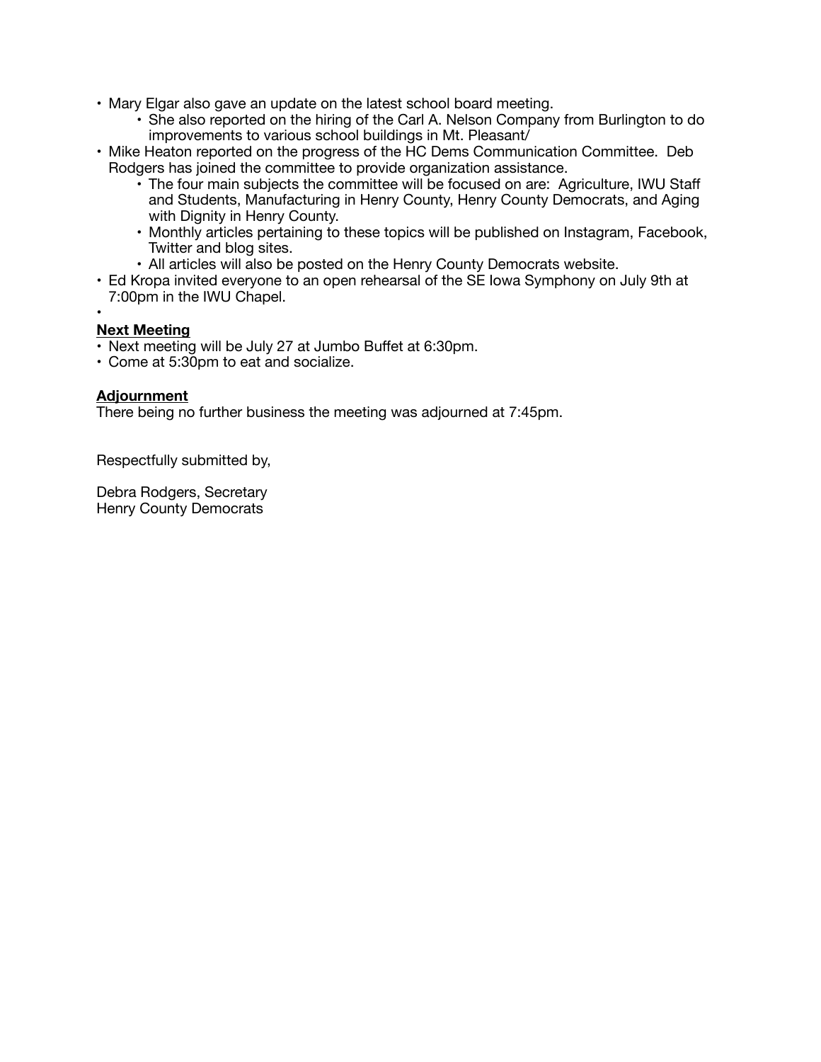- Mary Elgar also gave an update on the latest school board meeting.
  - She also reported on the hiring of the Carl A. Nelson Company from Burlington to do improvements to various school buildings in Mt. Pleasant/
- Mike Heaton reported on the progress of the HC Dems Communication Committee. Deb Rodgers has joined the committee to provide organization assistance.
  - The four main subjects the committee will be focused on are: Agriculture, IWU Staff and Students, Manufacturing in Henry County, Henry County Democrats, and Aging with Dignity in Henry County.
  - Monthly articles pertaining to these topics will be published on Instagram, Facebook, Twitter and blog sites.
  - All articles will also be posted on the Henry County Democrats website.
- Ed Kropa invited everyone to an open rehearsal of the SE Iowa Symphony on July 9th at 7:00pm in the IWU Chapel.
-

**Next Meeting**
- Next meeting will be July 27 at Jumbo Buffet at 6:30pm.
- Come at 5:30pm to eat and socialize.

**Adjournment**

There being no further business the meeting was adjourned at 7:45pm.

Respectfully submitted by,

Debra Rodgers, Secretary
Henry County Democrats